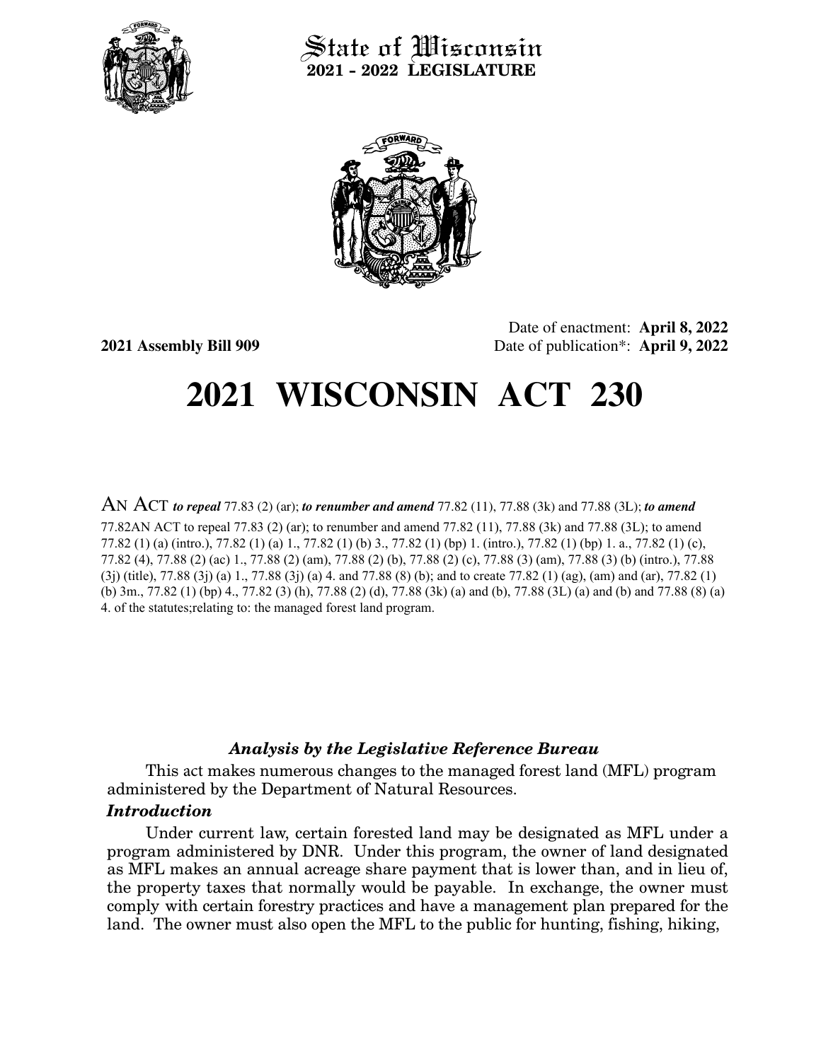State of Wisconsin
**2021 - 2022 LEGISLATURE**

**2021 Assembly Bill 909**

Date of enactment: **April 8, 2022**
Date of publication*: **April 9, 2022**

# 2021 WISCONSIN ACT 230

AN ACT ***to repeal*** 77.83 (2) (ar); ***to renumber and amend*** 77.82 (11), 77.88 (3k) and 77.88 (3L); ***to amend*** 77.82AN ACT to repeal 77.83 (2) (ar); to renumber and amend 77.82 (11), 77.88 (3k) and 77.88 (3L); to amend 77.82 (1) (a) (intro.), 77.82 (1) (a) 1., 77.82 (1) (b) 3., 77.82 (1) (bp) 1. (intro.), 77.82 (1) (bp) 1. a., 77.82 (1) (c), 77.82 (4), 77.88 (2) (ac) 1., 77.88 (2) (am), 77.88 (2) (b), 77.88 (2) (c), 77.88 (3) (am), 77.88 (3) (b) (intro.), 77.88 (3j) (title), 77.88 (3j) (a) 1., 77.88 (3j) (a) 4. and 77.88 (8) (b); and to create 77.82 (1) (ag), (am) and (ar), 77.82 (1) (b) 3m., 77.82 (1) (bp) 4., 77.82 (3) (h), 77.88 (2) (d), 77.88 (3k) (a) and (b), 77.88 (3L) (a) and (b) and 77.88 (8) (a) 4. of the statutes;relating to: the managed forest land program.

### *Analysis by the Legislative Reference Bureau*

This act makes numerous changes to the managed forest land (MFL) program administered by the Department of Natural Resources.

#### *Introduction*

Under current law, certain forested land may be designated as MFL under a program administered by DNR. Under this program, the owner of land designated as MFL makes an annual acreage share payment that is lower than, and in lieu of, the property taxes that normally would be payable. In exchange, the owner must comply with certain forestry practices and have a management plan prepared for the land. The owner must also open the MFL to the public for hunting, fishing, hiking,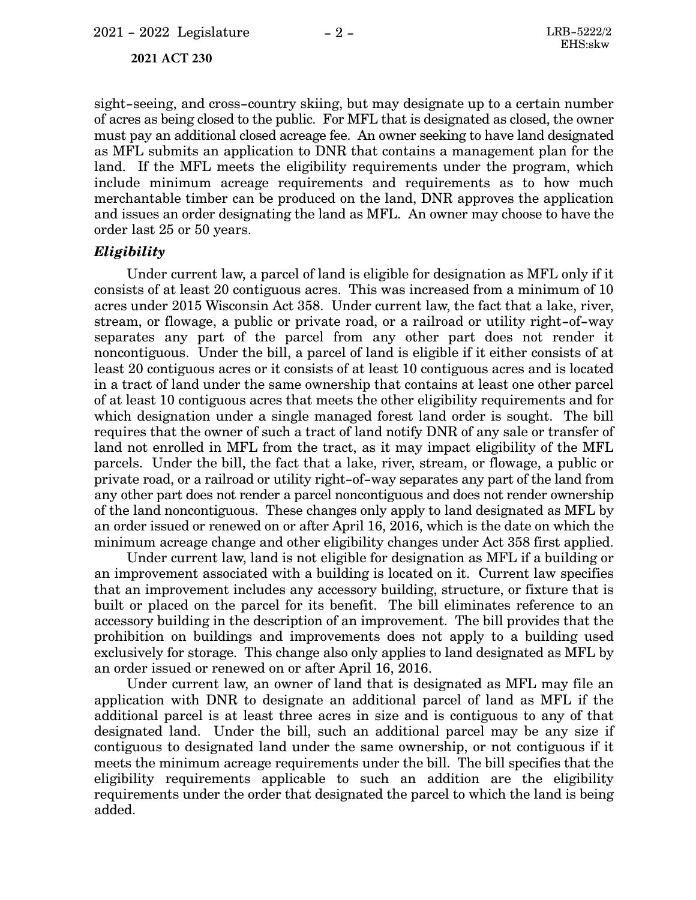sight-seeing, and cross-country skiing, but may designate up to a certain number of acres as being closed to the public. For MFL that is designated as closed, the owner must pay an additional closed acreage fee. An owner seeking to have land designated as MFL submits an application to DNR that contains a management plan for the land. If the MFL meets the eligibility requirements under the program, which include minimum acreage requirements and requirements as to how much merchantable timber can be produced on the land, DNR approves the application and issues an order designating the land as MFL. An owner may choose to have the order last 25 or 50 years.

***Eligibility***

Under current law, a parcel of land is eligible for designation as MFL only if it consists of at least 20 contiguous acres. This was increased from a minimum of 10 acres under 2015 Wisconsin Act 358. Under current law, the fact that a lake, river, stream, or flowage, a public or private road, or a railroad or utility right-of-way separates any part of the parcel from any other part does not render it noncontiguous. Under the bill, a parcel of land is eligible if it either consists of at least 20 contiguous acres or it consists of at least 10 contiguous acres and is located in a tract of land under the same ownership that contains at least one other parcel of at least 10 contiguous acres that meets the other eligibility requirements and for which designation under a single managed forest land order is sought. The bill requires that the owner of such a tract of land notify DNR of any sale or transfer of land not enrolled in MFL from the tract, as it may impact eligibility of the MFL parcels. Under the bill, the fact that a lake, river, stream, or flowage, a public or private road, or a railroad or utility right-of-way separates any part of the land from any other part does not render a parcel noncontiguous and does not render ownership of the land noncontiguous. These changes only apply to land designated as MFL by an order issued or renewed on or after April 16, 2016, which is the date on which the minimum acreage change and other eligibility changes under Act 358 first applied.

Under current law, land is not eligible for designation as MFL if a building or an improvement associated with a building is located on it. Current law specifies that an improvement includes any accessory building, structure, or fixture that is built or placed on the parcel for its benefit. The bill eliminates reference to an accessory building in the description of an improvement. The bill provides that the prohibition on buildings and improvements does not apply to a building used exclusively for storage. This change also only applies to land designated as MFL by an order issued or renewed on or after April 16, 2016.

Under current law, an owner of land that is designated as MFL may file an application with DNR to designate an additional parcel of land as MFL if the additional parcel is at least three acres in size and is contiguous to any of that designated land. Under the bill, such an additional parcel may be any size if contiguous to designated land under the same ownership, or not contiguous if it meets the minimum acreage requirements under the bill. The bill specifies that the eligibility requirements applicable to such an addition are the eligibility requirements under the order that designated the parcel to which the land is being added.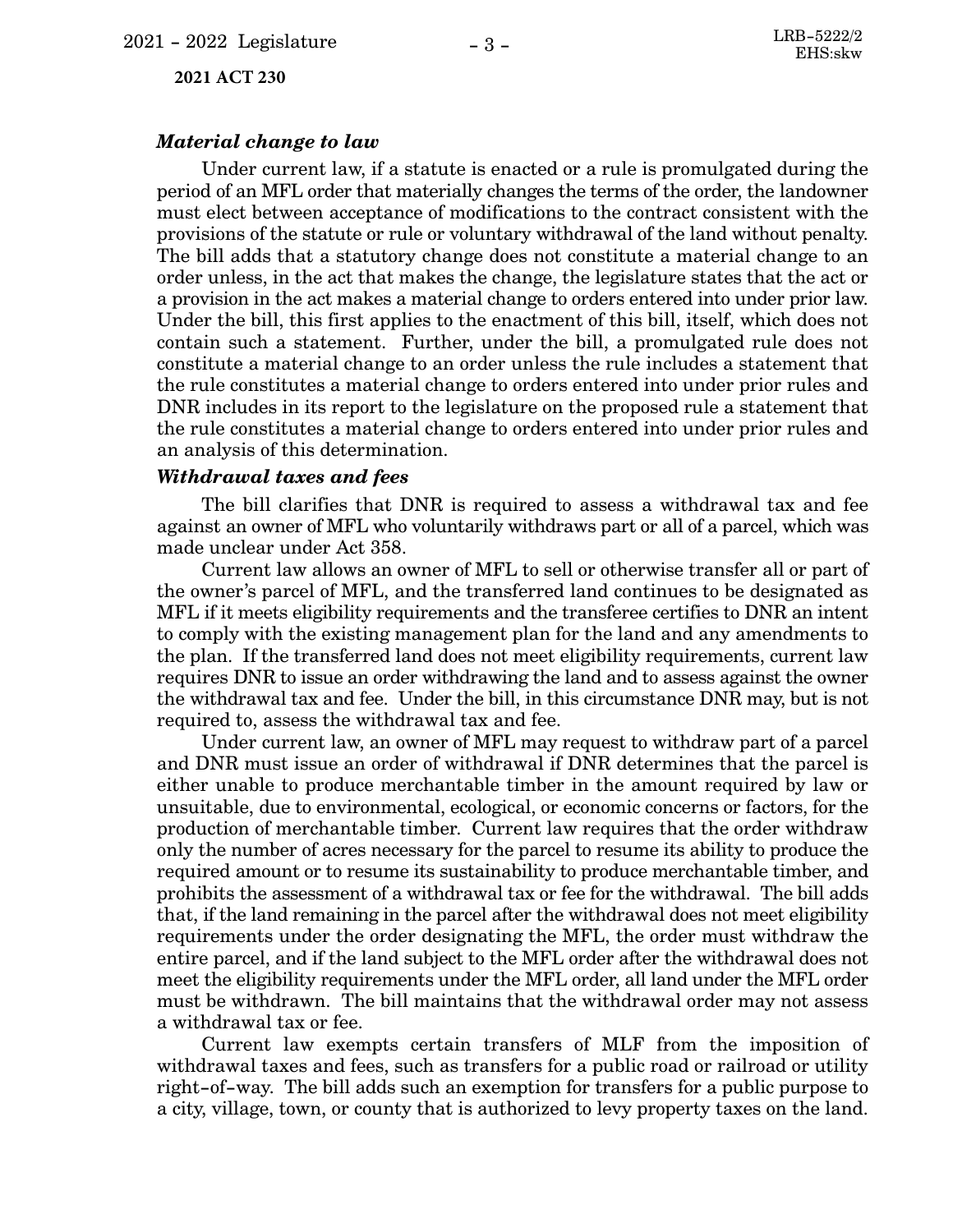### *Material change to law*

Under current law, if a statute is enacted or a rule is promulgated during the period of an MFL order that materially changes the terms of the order, the landowner must elect between acceptance of modifications to the contract consistent with the provisions of the statute or rule or voluntary withdrawal of the land without penalty. The bill adds that a statutory change does not constitute a material change to an order unless, in the act that makes the change, the legislature states that the act or a provision in the act makes a material change to orders entered into under prior law. Under the bill, this first applies to the enactment of this bill, itself, which does not contain such a statement. Further, under the bill, a promulgated rule does not constitute a material change to an order unless the rule includes a statement that the rule constitutes a material change to orders entered into under prior rules and DNR includes in its report to the legislature on the proposed rule a statement that the rule constitutes a material change to orders entered into under prior rules and an analysis of this determination.

### *Withdrawal taxes and fees*

The bill clarifies that DNR is required to assess a withdrawal tax and fee against an owner of MFL who voluntarily withdraws part or all of a parcel, which was made unclear under Act 358.

Current law allows an owner of MFL to sell or otherwise transfer all or part of the owner's parcel of MFL, and the transferred land continues to be designated as MFL if it meets eligibility requirements and the transferee certifies to DNR an intent to comply with the existing management plan for the land and any amendments to the plan. If the transferred land does not meet eligibility requirements, current law requires DNR to issue an order withdrawing the land and to assess against the owner the withdrawal tax and fee. Under the bill, in this circumstance DNR may, but is not required to, assess the withdrawal tax and fee.

Under current law, an owner of MFL may request to withdraw part of a parcel and DNR must issue an order of withdrawal if DNR determines that the parcel is either unable to produce merchantable timber in the amount required by law or unsuitable, due to environmental, ecological, or economic concerns or factors, for the production of merchantable timber. Current law requires that the order withdraw only the number of acres necessary for the parcel to resume its ability to produce the required amount or to resume its sustainability to produce merchantable timber, and prohibits the assessment of a withdrawal tax or fee for the withdrawal. The bill adds that, if the land remaining in the parcel after the withdrawal does not meet eligibility requirements under the order designating the MFL, the order must withdraw the entire parcel, and if the land subject to the MFL order after the withdrawal does not meet the eligibility requirements under the MFL order, all land under the MFL order must be withdrawn. The bill maintains that the withdrawal order may not assess a withdrawal tax or fee.

Current law exempts certain transfers of MLF from the imposition of withdrawal taxes and fees, such as transfers for a public road or railroad or utility right-of-way. The bill adds such an exemption for transfers for a public purpose to a city, village, town, or county that is authorized to levy property taxes on the land.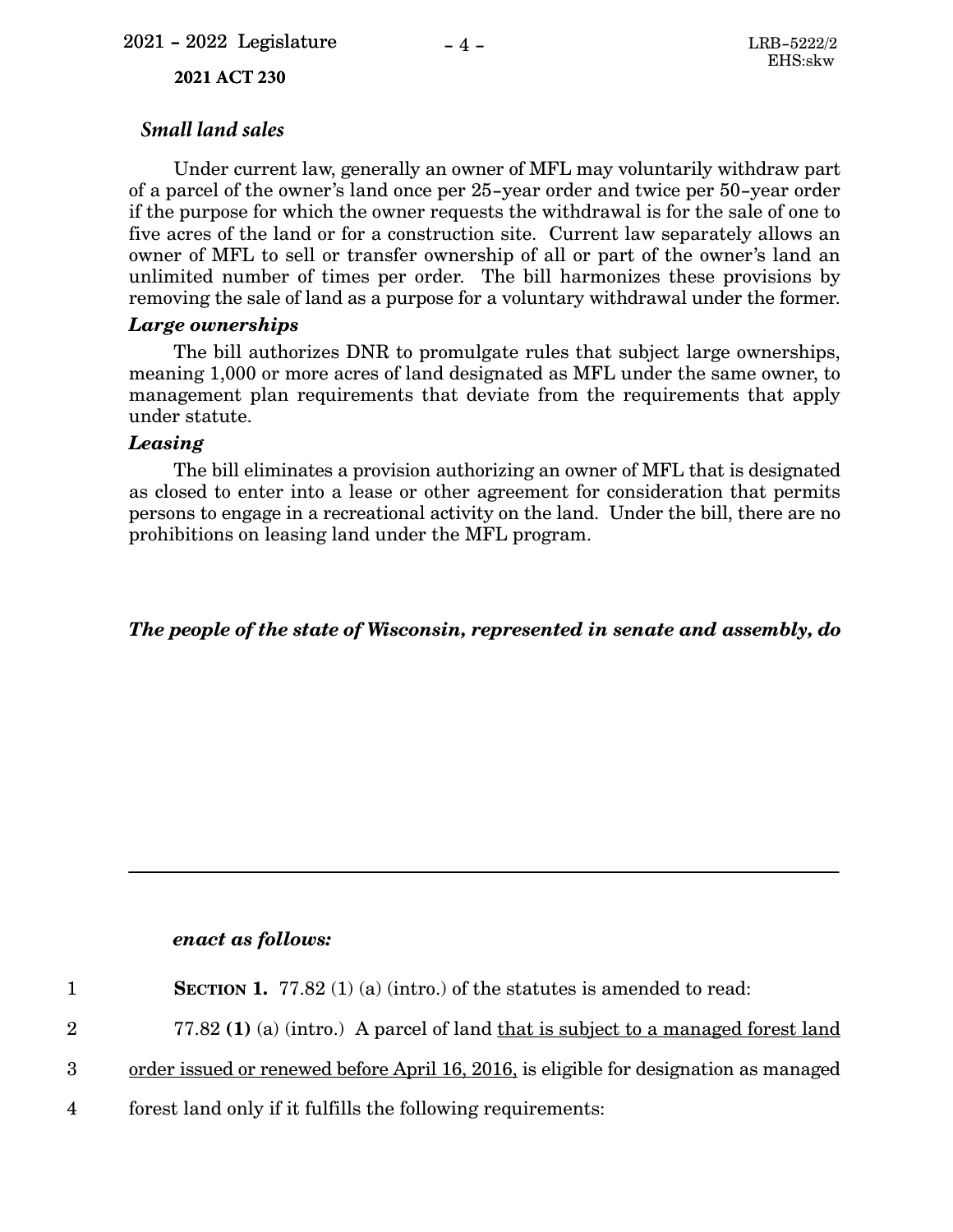### *Small land sales*

Under current law, generally an owner of MFL may voluntarily withdraw part of a parcel of the owner's land once per 25-year order and twice per 50-year order if the purpose for which the owner requests the withdrawal is for the sale of one to five acres of the land or for a construction site. Current law separately allows an owner of MFL to sell or transfer ownership of all or part of the owner's land an unlimited number of times per order. The bill harmonizes these provisions by removing the sale of land as a purpose for a voluntary withdrawal under the former.

### *Large ownerships*

The bill authorizes DNR to promulgate rules that subject large ownerships, meaning 1,000 or more acres of land designated as MFL under the same owner, to management plan requirements that deviate from the requirements that apply under statute.

### *Leasing*

The bill eliminates a provision authorizing an owner of MFL that is designated as closed to enter into a lease or other agreement for consideration that permits persons to engage in a recreational activity on the land. Under the bill, there are no prohibitions on leasing land under the MFL program.

***The people of the state of Wisconsin, represented in senate and assembly, do enact as follows:***

**SECTION 1.** 77.82 (1) (a) (intro.) of the statutes is amended to read:

77.82 **(1)** (a) (intro.) A parcel of land <u>that is subject to a managed forest land order issued or renewed before April 16, 2016,</u> is eligible for designation as managed forest land only if it fulfills the following requirements: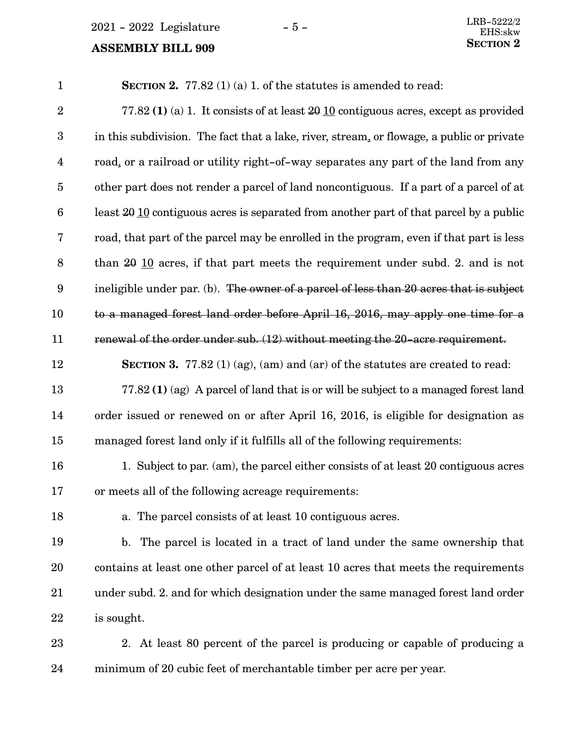**SECTION 2.** 77.82 (1) (a) 1. of the statutes is amended to read:

77.82 **(1)** (a) 1. It consists of at least ~~20~~ <u>10</u> contiguous acres, except as provided in this subdivision. The fact that a lake, river, stream<u>,</u> or flowage, a public or private road<u>,</u> or a railroad or utility right-of-way separates any part of the land from any other part does not render a parcel of land noncontiguous. If a part of a parcel of at least ~~20~~ <u>10</u> contiguous acres is separated from another part of that parcel by a public road, that part of the parcel may be enrolled in the program, even if that part is less than ~~20~~ <u>10</u> acres, if that part meets the requirement under subd. 2. and is not ineligible under par. (b). ~~The owner of a parcel of less than 20 acres that is subject to a managed forest land order before April 16, 2016, may apply one time for a renewal of the order under sub. (12) without meeting the 20-acre requirement.~~

**SECTION 3.** 77.82 (1) (ag), (am) and (ar) of the statutes are created to read:

77.82 **(1)** (ag) A parcel of land that is or will be subject to a managed forest land order issued or renewed on or after April 16, 2016, is eligible for designation as managed forest land only if it fulfills all of the following requirements:

1. Subject to par. (am), the parcel either consists of at least 20 contiguous acres or meets all of the following acreage requirements:

a. The parcel consists of at least 10 contiguous acres.

b. The parcel is located in a tract of land under the same ownership that contains at least one other parcel of at least 10 acres that meets the requirements under subd. 2. and for which designation under the same managed forest land order is sought.

2. At least 80 percent of the parcel is producing or capable of producing a minimum of 20 cubic feet of merchantable timber per acre per year.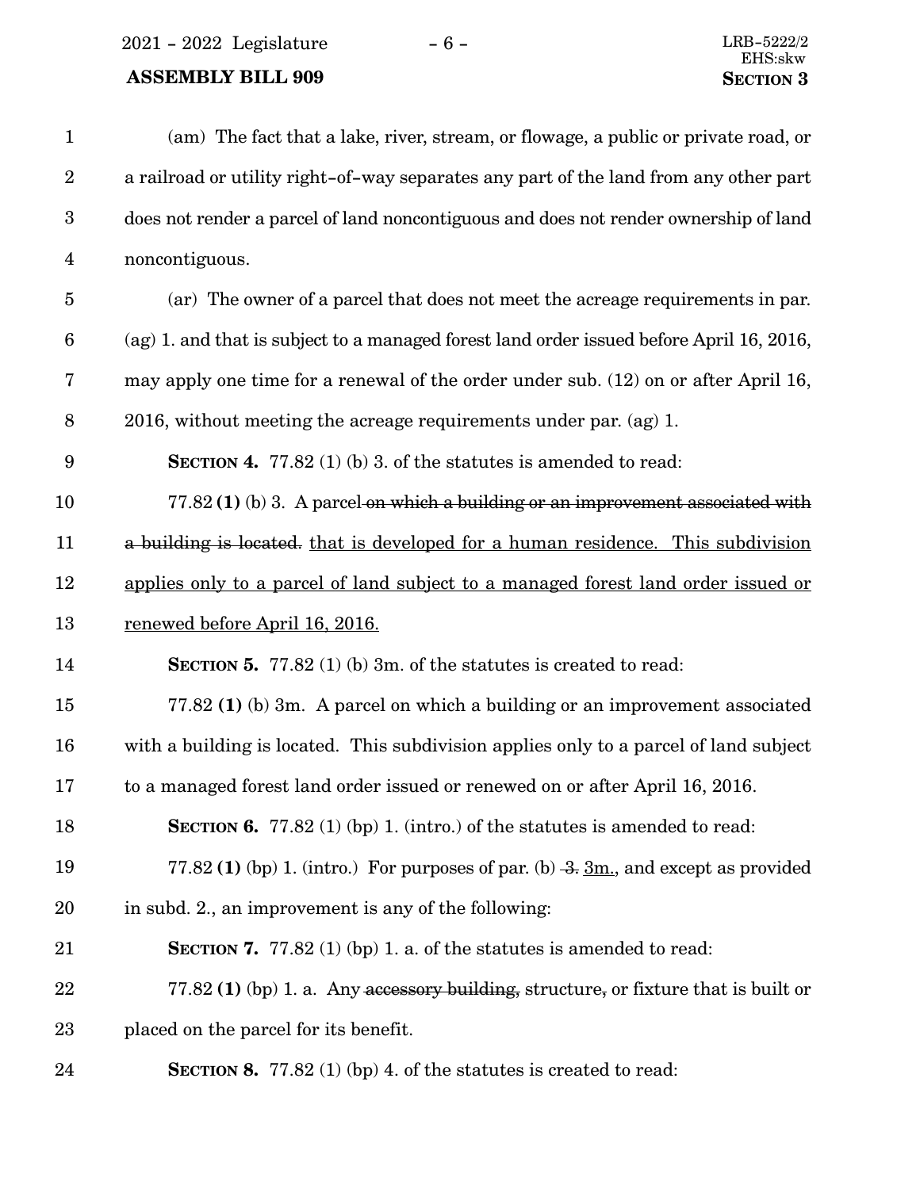(am) The fact that a lake, river, stream, or flowage, a public or private road, or a railroad or utility right-of-way separates any part of the land from any other part does not render a parcel of land noncontiguous and does not render ownership of land noncontiguous.

(ar) The owner of a parcel that does not meet the acreage requirements in par. (ag) 1. and that is subject to a managed forest land order issued before April 16, 2016, may apply one time for a renewal of the order under sub. (12) on or after April 16, 2016, without meeting the acreage requirements under par. (ag) 1.

**SECTION 4.** 77.82 (1) (b) 3. of the statutes is amended to read:

77.82 **(1)** (b) 3. A parcel ~~on which a building or an improvement associated with a building is located.~~ that is developed for a human residence. This subdivision applies only to a parcel of land subject to a managed forest land order issued or renewed before April 16, 2016.

**SECTION 5.** 77.82 (1) (b) 3m. of the statutes is created to read:

77.82 **(1)** (b) 3m. A parcel on which a building or an improvement associated with a building is located. This subdivision applies only to a parcel of land subject to a managed forest land order issued or renewed on or after April 16, 2016.

**SECTION 6.** 77.82 (1) (bp) 1. (intro.) of the statutes is amended to read:

77.82 **(1)** (bp) 1. (intro.) For purposes of par. (b) ~~3.~~ 3m., and except as provided in subd. 2., an improvement is any of the following:

**SECTION 7.** 77.82 (1) (bp) 1. a. of the statutes is amended to read:

77.82 **(1)** (bp) 1. a. Any ~~accessory building,~~ structure~~,~~ or fixture that is built or placed on the parcel for its benefit.

**SECTION 8.** 77.82 (1) (bp) 4. of the statutes is created to read: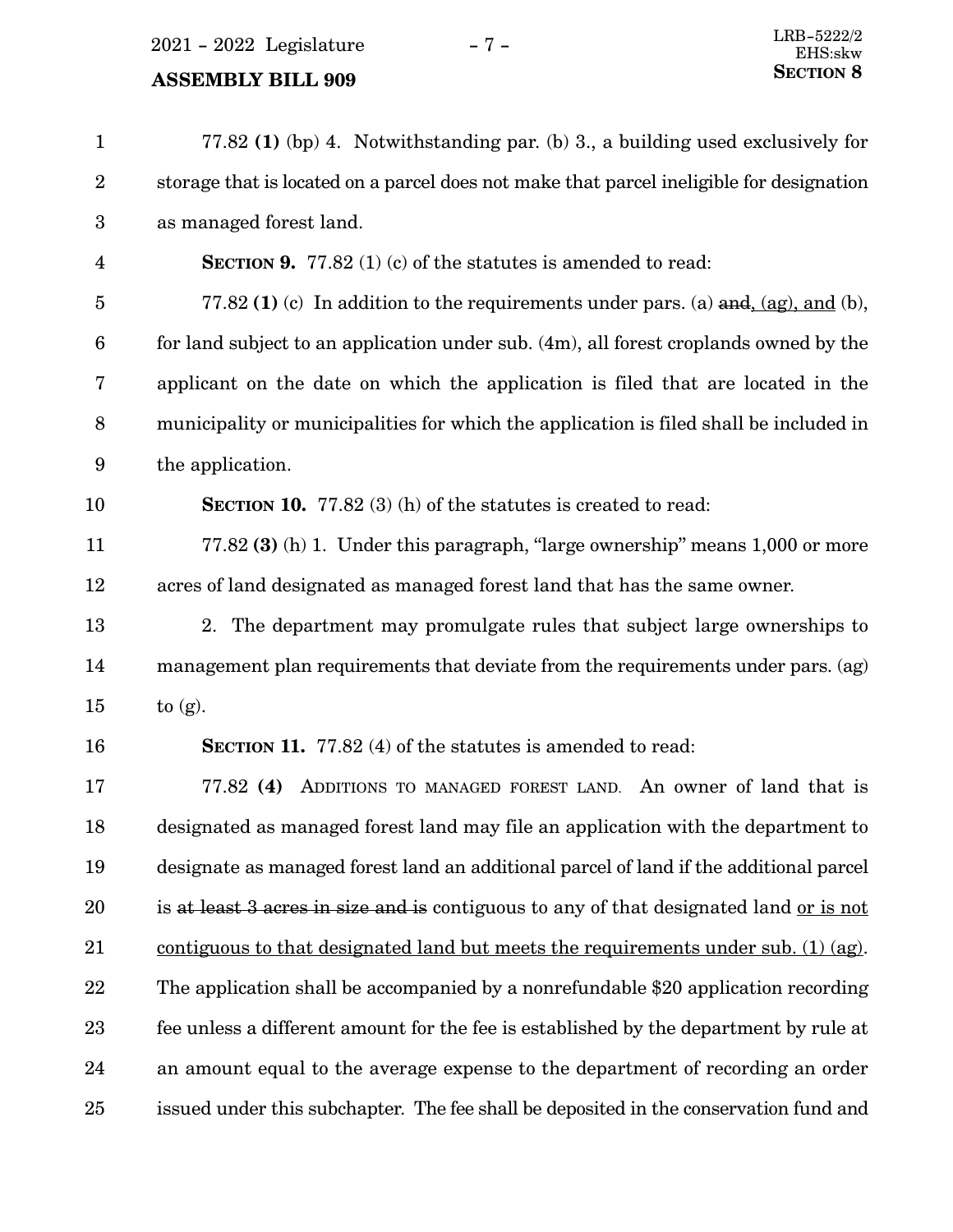77.82 **(1)** (bp) 4. Notwithstanding par. (b) 3., a building used exclusively for storage that is located on a parcel does not make that parcel ineligible for designation as managed forest land.

**SECTION 9.** 77.82 (1) (c) of the statutes is amended to read:

77.82 **(1)** (c) In addition to the requirements under pars. (a) ~~and~~, (ag), and (b), for land subject to an application under sub. (4m), all forest croplands owned by the applicant on the date on which the application is filed that are located in the municipality or municipalities for which the application is filed shall be included in the application.

**SECTION 10.** 77.82 (3) (h) of the statutes is created to read:

77.82 **(3)** (h) 1. Under this paragraph, "large ownership" means 1,000 or more acres of land designated as managed forest land that has the same owner.

2. The department may promulgate rules that subject large ownerships to management plan requirements that deviate from the requirements under pars. (ag) to (g).

**SECTION 11.** 77.82 (4) of the statutes is amended to read:

77.82 **(4)** ADDITIONS TO MANAGED FOREST LAND. An owner of land that is designated as managed forest land may file an application with the department to designate as managed forest land an additional parcel of land if the additional parcel is ~~at least 3 acres in size and is~~ contiguous to any of that designated land or is not contiguous to that designated land but meets the requirements under sub. (1) (ag). The application shall be accompanied by a nonrefundable $20 application recording fee unless a different amount for the fee is established by the department by rule at an amount equal to the average expense to the department of recording an order issued under this subchapter. The fee shall be deposited in the conservation fund and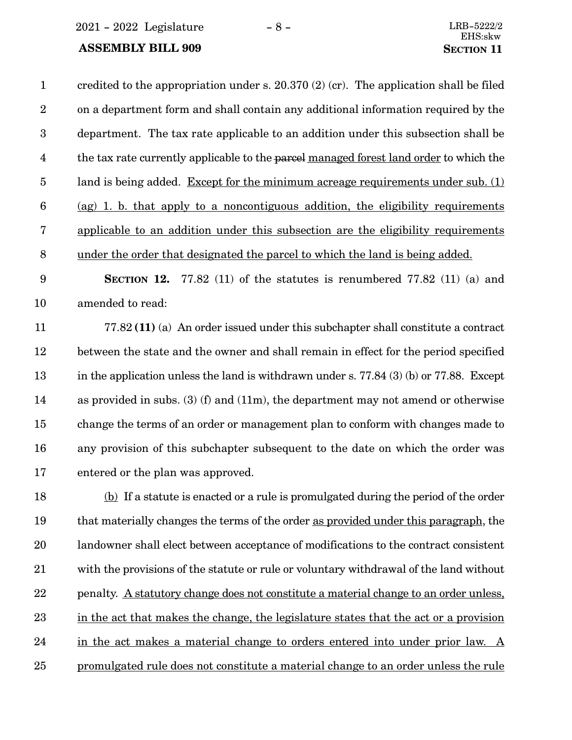credited to the appropriation under s. 20.370 (2) (cr). The application shall be filed on a department form and shall contain any additional information required by the department. The tax rate applicable to an addition under this subsection shall be the tax rate currently applicable to the ~~parcel~~ managed forest land order to which the land is being added. Except for the minimum acreage requirements under sub. (1) (ag) 1. b. that apply to a noncontiguous addition, the eligibility requirements applicable to an addition under this subsection are the eligibility requirements under the order that designated the parcel to which the land is being added.

**SECTION 12.** 77.82 (11) of the statutes is renumbered 77.82 (11) (a) and amended to read:

77.82 **(11)** (a) An order issued under this subchapter shall constitute a contract between the state and the owner and shall remain in effect for the period specified in the application unless the land is withdrawn under s. 77.84 (3) (b) or 77.88. Except as provided in subs. (3) (f) and (11m), the department may not amend or otherwise change the terms of an order or management plan to conform with changes made to any provision of this subchapter subsequent to the date on which the order was entered or the plan was approved.

(b) If a statute is enacted or a rule is promulgated during the period of the order that materially changes the terms of the order as provided under this paragraph, the landowner shall elect between acceptance of modifications to the contract consistent with the provisions of the statute or rule or voluntary withdrawal of the land without penalty. A statutory change does not constitute a material change to an order unless, in the act that makes the change, the legislature states that the act or a provision in the act makes a material change to orders entered into under prior law. A promulgated rule does not constitute a material change to an order unless the rule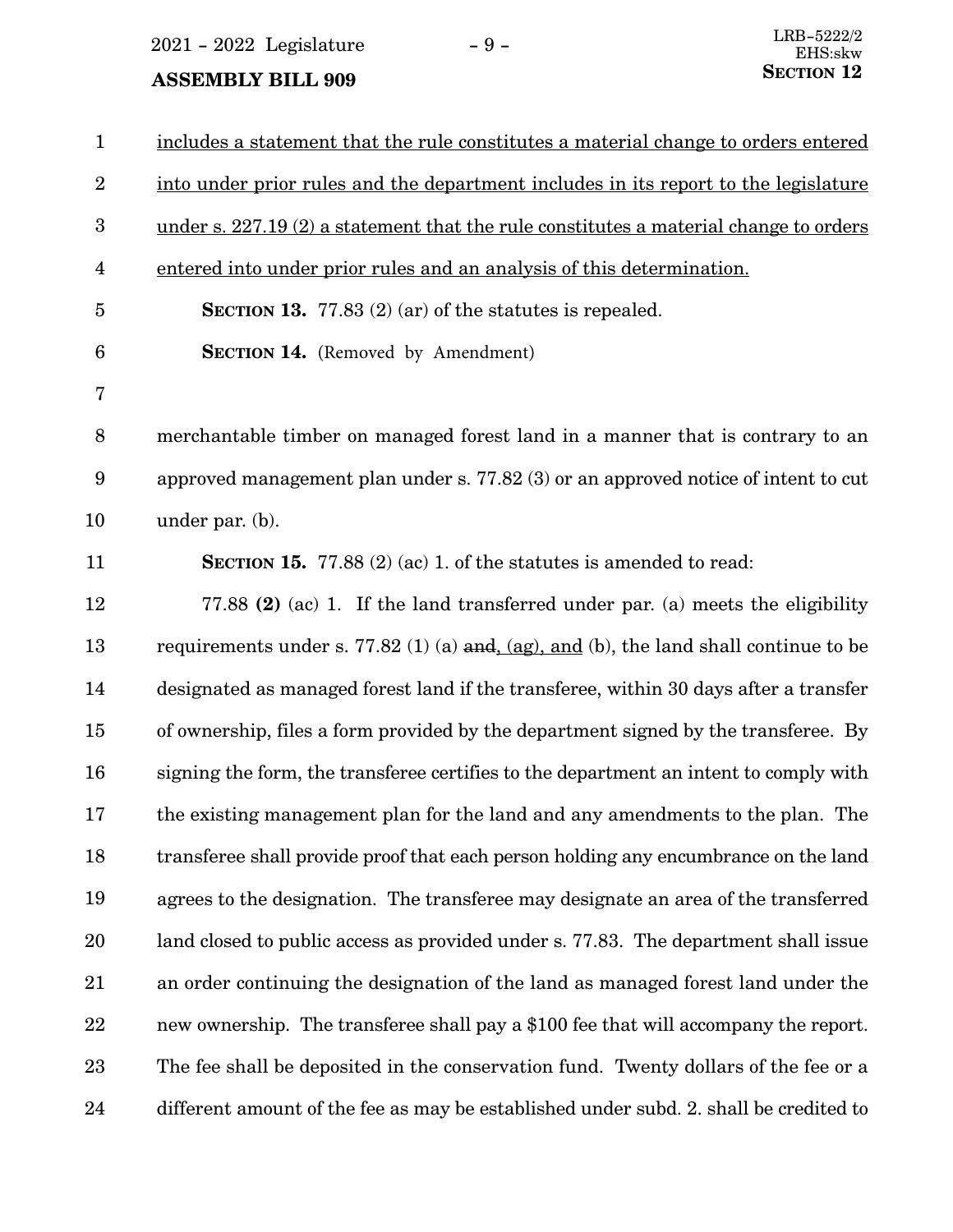includes a statement that the rule constitutes a material change to orders entered into under prior rules and the department includes in its report to the legislature under s. 227.19 (2) a statement that the rule constitutes a material change to orders entered into under prior rules and an analysis of this determination.

**Section 13.** 77.83 (2) (ar) of the statutes is repealed.

**Section 14.** (Removed by Amendment)

merchantable timber on managed forest land in a manner that is contrary to an approved management plan under s. 77.82 (3) or an approved notice of intent to cut under par. (b).

**Section 15.** 77.88 (2) (ac) 1. of the statutes is amended to read:

77.88 **(2)** (ac) 1. If the land transferred under par. (a) meets the eligibility requirements under s. 77.82 (1) (a) ~~and~~, (ag), and (b), the land shall continue to be designated as managed forest land if the transferee, within 30 days after a transfer of ownership, files a form provided by the department signed by the transferee. By signing the form, the transferee certifies to the department an intent to comply with the existing management plan for the land and any amendments to the plan. The transferee shall provide proof that each person holding any encumbrance on the land agrees to the designation. The transferee may designate an area of the transferred land closed to public access as provided under s. 77.83. The department shall issue an order continuing the designation of the land as managed forest land under the new ownership. The transferee shall pay a $100 fee that will accompany the report. The fee shall be deposited in the conservation fund. Twenty dollars of the fee or a different amount of the fee as may be established under subd. 2. shall be credited to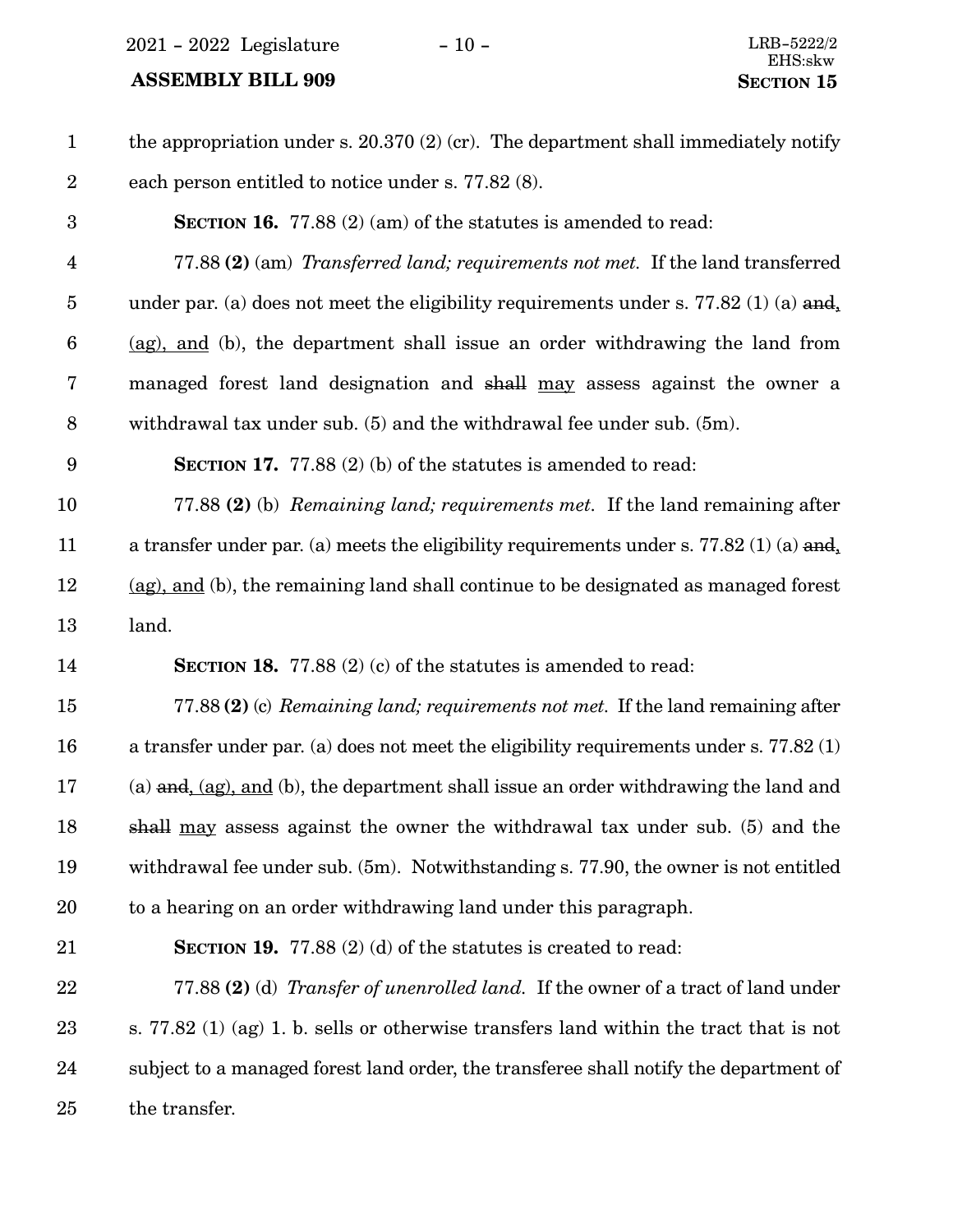the appropriation under s. 20.370 (2) (cr). The department shall immediately notify each person entitled to notice under s. 77.82 (8).

**SECTION 16.** 77.88 (2) (am) of the statutes is amended to read:

77.88 **(2)** (am) *Transferred land; requirements not met.* If the land transferred under par. (a) does not meet the eligibility requirements under s. 77.82 (1) (a) ~~and~~, (ag), and (b), the department shall issue an order withdrawing the land from managed forest land designation and ~~shall~~ may assess against the owner a withdrawal tax under sub. (5) and the withdrawal fee under sub. (5m).

**SECTION 17.** 77.88 (2) (b) of the statutes is amended to read:

77.88 **(2)** (b) *Remaining land; requirements met.* If the land remaining after a transfer under par. (a) meets the eligibility requirements under s. 77.82 (1) (a) ~~and~~, (ag), and (b), the remaining land shall continue to be designated as managed forest land.

**SECTION 18.** 77.88 (2) (c) of the statutes is amended to read:

77.88 **(2)** (c) *Remaining land; requirements not met.* If the land remaining after a transfer under par. (a) does not meet the eligibility requirements under s. 77.82 (1) (a) ~~and~~, (ag), and (b), the department shall issue an order withdrawing the land and ~~shall~~ may assess against the owner the withdrawal tax under sub. (5) and the withdrawal fee under sub. (5m). Notwithstanding s. 77.90, the owner is not entitled to a hearing on an order withdrawing land under this paragraph.

**SECTION 19.** 77.88 (2) (d) of the statutes is created to read:

77.88 **(2)** (d) *Transfer of unenrolled land.* If the owner of a tract of land under s. 77.82 (1) (ag) 1. b. sells or otherwise transfers land within the tract that is not subject to a managed forest land order, the transferee shall notify the department of the transfer.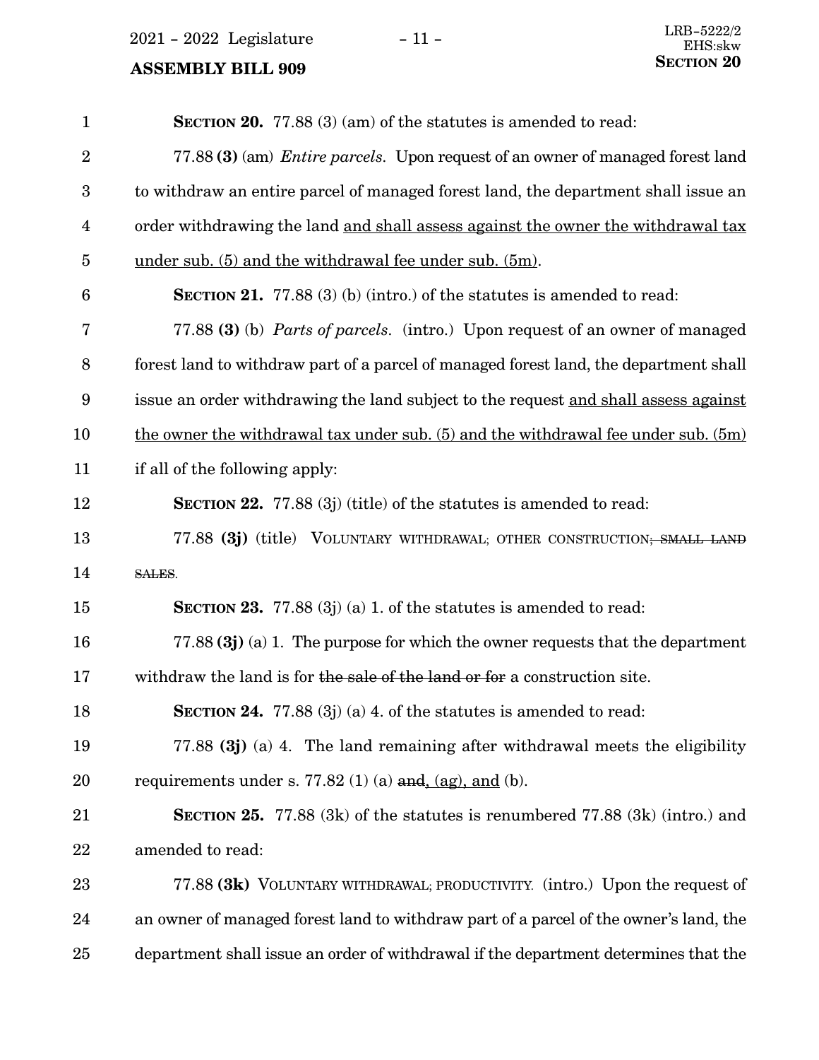**SECTION 20.** 77.88 (3) (am) of the statutes is amended to read:

77.88 **(3)** (am) *Entire parcels*. Upon request of an owner of managed forest land to withdraw an entire parcel of managed forest land, the department shall issue an order withdrawing the land and shall assess against the owner the withdrawal tax under sub. (5) and the withdrawal fee under sub. (5m).

**SECTION 21.** 77.88 (3) (b) (intro.) of the statutes is amended to read:

77.88 **(3)** (b) *Parts of parcels*. (intro.) Upon request of an owner of managed forest land to withdraw part of a parcel of managed forest land, the department shall issue an order withdrawing the land subject to the request and shall assess against the owner the withdrawal tax under sub. (5) and the withdrawal fee under sub. (5m) if all of the following apply:

**SECTION 22.** 77.88 (3j) (title) of the statutes is amended to read:

77.88 **(3j)** (title) VOLUNTARY WITHDRAWAL; OTHER CONSTRUCTION~~; SMALL LAND SALES~~.

**SECTION 23.** 77.88 (3j) (a) 1. of the statutes is amended to read:

77.88 **(3j)** (a) 1. The purpose for which the owner requests that the department withdraw the land is for ~~the sale of the land or for~~ a construction site.

**SECTION 24.** 77.88 (3j) (a) 4. of the statutes is amended to read:

77.88 **(3j)** (a) 4. The land remaining after withdrawal meets the eligibility requirements under s. 77.82 (1) (a) ~~and~~, (ag), and (b).

**SECTION 25.** 77.88 (3k) of the statutes is renumbered 77.88 (3k) (intro.) and amended to read:

77.88 **(3k)** VOLUNTARY WITHDRAWAL; PRODUCTIVITY. (intro.) Upon the request of an owner of managed forest land to withdraw part of a parcel of the owner's land, the department shall issue an order of withdrawal if the department determines that the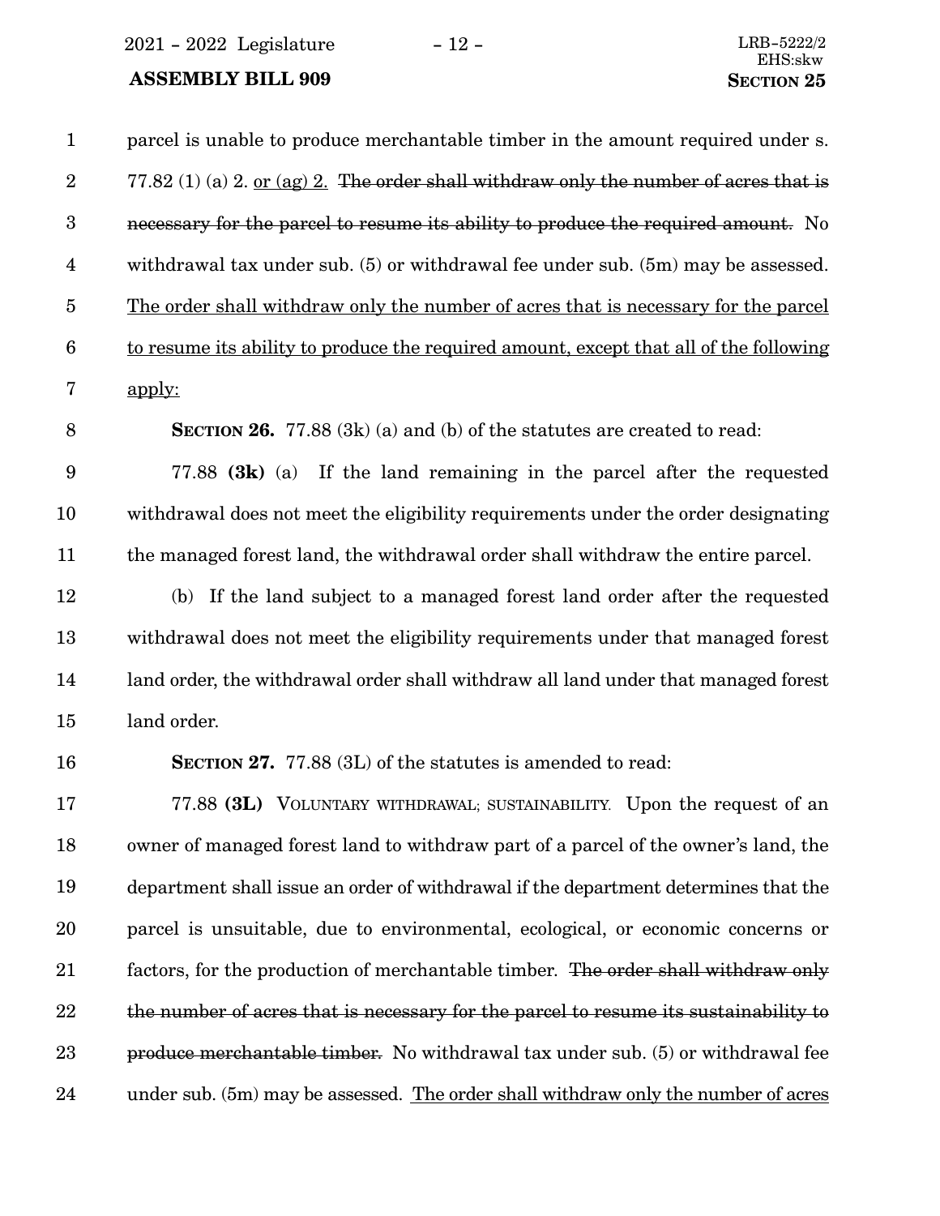parcel is unable to produce merchantable timber in the amount required under s. 77.82 (1) (a) 2. <u>or (ag) 2.</u> ~~The order shall withdraw only the number of acres that is necessary for the parcel to resume its ability to produce the required amount.~~ No withdrawal tax under sub. (5) or withdrawal fee under sub. (5m) may be assessed. <u>The order shall withdraw only the number of acres that is necessary for the parcel to resume its ability to produce the required amount, except that all of the following apply:</u>

**SECTION 26.** 77.88 (3k) (a) and (b) of the statutes are created to read:

77.88 **(3k)** (a) If the land remaining in the parcel after the requested withdrawal does not meet the eligibility requirements under the order designating the managed forest land, the withdrawal order shall withdraw the entire parcel.

(b) If the land subject to a managed forest land order after the requested withdrawal does not meet the eligibility requirements under that managed forest land order, the withdrawal order shall withdraw all land under that managed forest land order.

**SECTION 27.** 77.88 (3L) of the statutes is amended to read:

77.88 **(3L)** VOLUNTARY WITHDRAWAL; SUSTAINABILITY. Upon the request of an owner of managed forest land to withdraw part of a parcel of the owner's land, the department shall issue an order of withdrawal if the department determines that the parcel is unsuitable, due to environmental, ecological, or economic concerns or factors, for the production of merchantable timber. ~~The order shall withdraw only the number of acres that is necessary for the parcel to resume its sustainability to produce merchantable timber.~~ No withdrawal tax under sub. (5) or withdrawal fee under sub. (5m) may be assessed. <u>The order shall withdraw only the number of acres</u>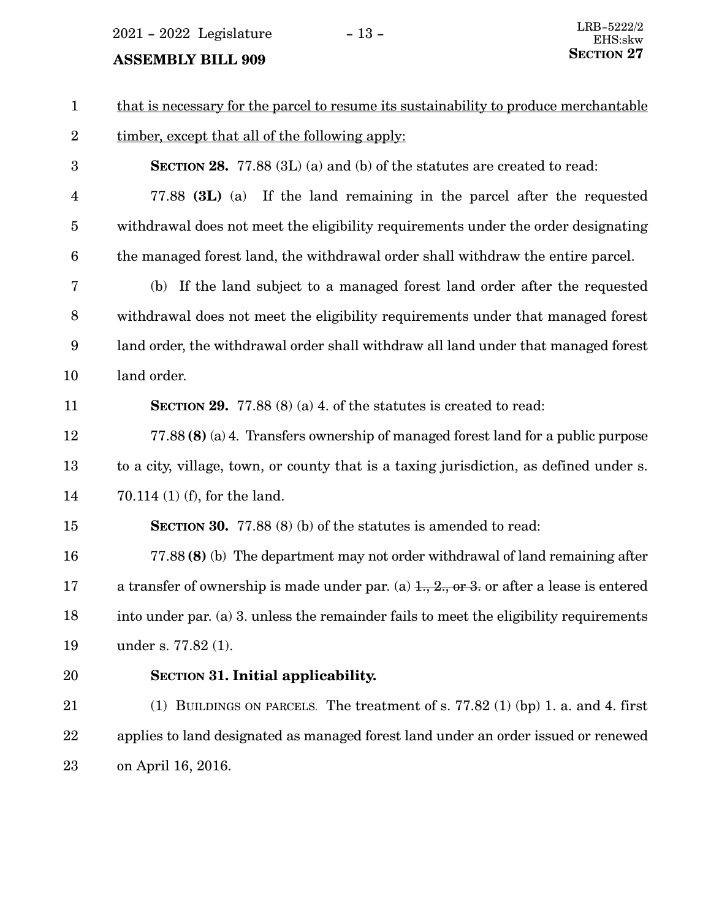that is necessary for the parcel to resume its sustainability to produce merchantable timber, except that all of the following apply:

**SECTION 28.** 77.88 (3L) (a) and (b) of the statutes are created to read:

77.88 **(3L)** (a) If the land remaining in the parcel after the requested withdrawal does not meet the eligibility requirements under the order designating the managed forest land, the withdrawal order shall withdraw the entire parcel.

(b) If the land subject to a managed forest land order after the requested withdrawal does not meet the eligibility requirements under that managed forest land order, the withdrawal order shall withdraw all land under that managed forest land order.

**SECTION 29.** 77.88 (8) (a) 4. of the statutes is created to read:

77.88 **(8)** (a) 4. Transfers ownership of managed forest land for a public purpose to a city, village, town, or county that is a taxing jurisdiction, as defined under s. 70.114 (1) (f), for the land.

**SECTION 30.** 77.88 (8) (b) of the statutes is amended to read:

77.88 **(8)** (b) The department may not order withdrawal of land remaining after a transfer of ownership is made under par. (a) ~~1., 2., or 3.~~ or after a lease is entered into under par. (a) 3. unless the remainder fails to meet the eligibility requirements under s. 77.82 (1).

**SECTION 31. Initial applicability.**

(1) BUILDINGS ON PARCELS. The treatment of s. 77.82 (1) (bp) 1. a. and 4. first applies to land designated as managed forest land under an order issued or renewed on April 16, 2016.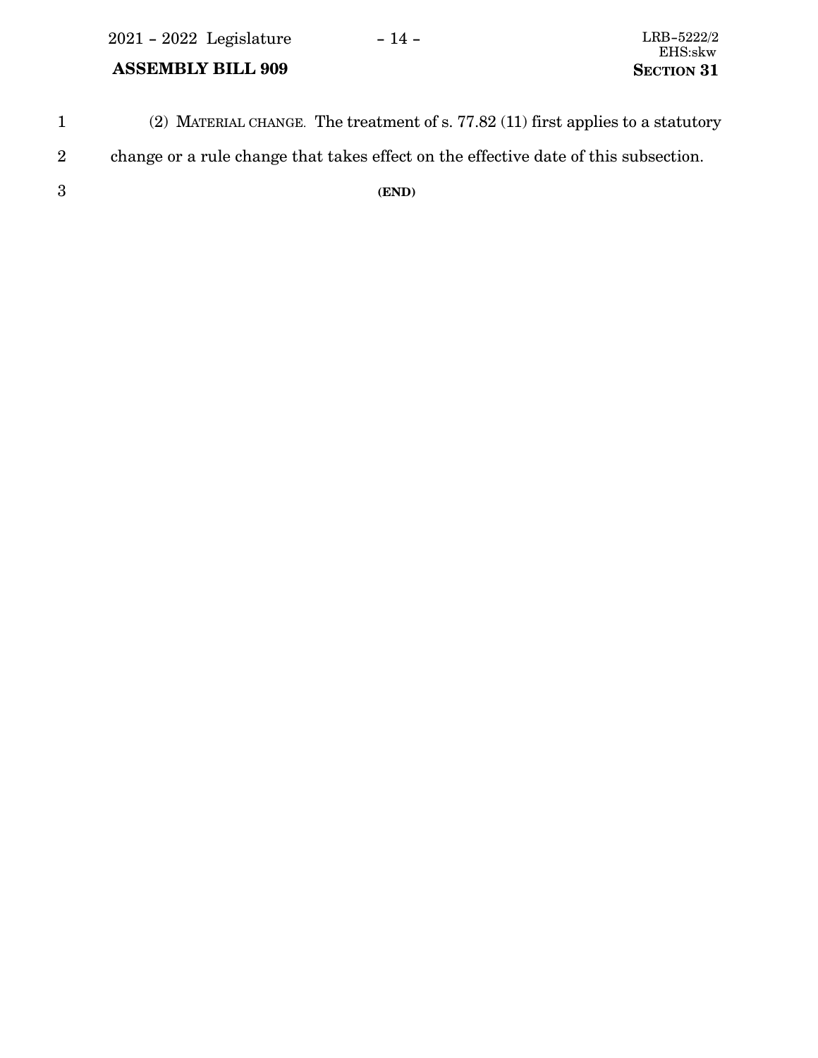(2) MATERIAL CHANGE. The treatment of s. 77.82 (11) first applies to a statutory change or a rule change that takes effect on the effective date of this subsection.

**(END)**